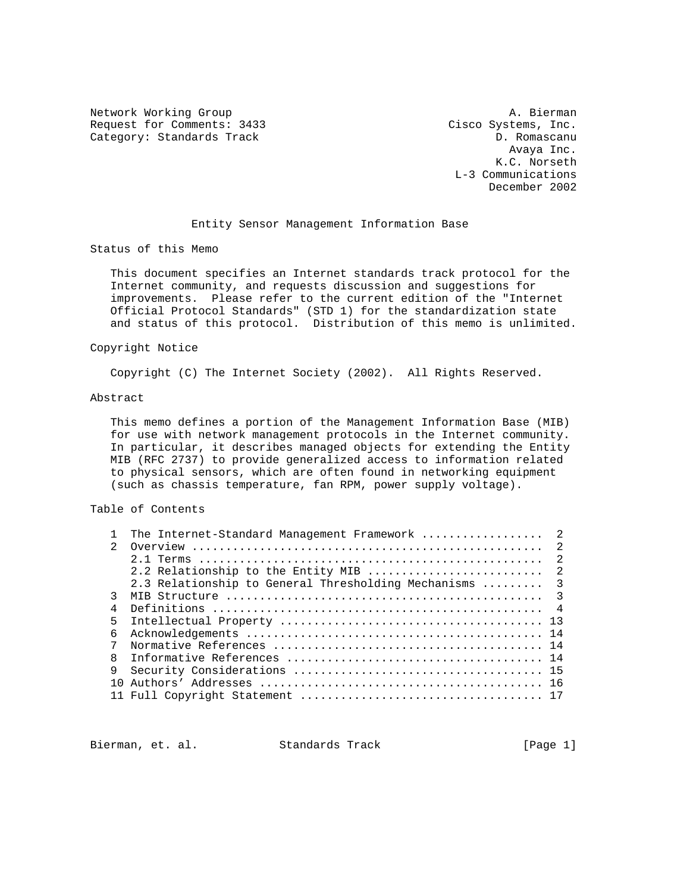Network Working Group                                         A. Bierman
Request for Comments: 3433                           Cisco Systems, Inc.
Category: Standards Track                                   D. Romascanu
                                                              Avaya Inc.
                                                             K.C. Norseth
                                                    L-3 Communications
                                                           December 2002

# Entity Sensor Management Information Base

## Status of this Memo

This document specifies an Internet standards track protocol for the Internet community, and requests discussion and suggestions for improvements. Please refer to the current edition of the "Internet Official Protocol Standards" (STD 1) for the standardization state and status of this protocol. Distribution of this memo is unlimited.

## Copyright Notice

Copyright (C) The Internet Society (2002). All Rights Reserved.

## Abstract

This memo defines a portion of the Management Information Base (MIB) for use with network management protocols in the Internet community. In particular, it describes managed objects for extending the Entity MIB (RFC 2737) to provide generalized access to information related to physical sensors, which are often found in networking equipment (such as chassis temperature, fan RPM, power supply voltage).

## Table of Contents

```
   1  The Internet-Standard Management Framework ..................  2
   2  Overview ....................................................  2
      2.1 Terms ...................................................  2
      2.2 Relationship to the Entity MIB ..........................  2
      2.3 Relationship to General Thresholding Mechanisms .........  3
   3  MIB Structure ...............................................  3
   4  Definitions .................................................  4
   5  Intellectual Property ....................................... 13
   6  Acknowledgements ............................................ 14
   7  Normative References ........................................ 14
   8  Informative References ...................................... 14
   9  Security Considerations ..................................... 15
   10 Authors' Addresses .......................................... 16
   11 Full Copyright Statement .................................... 17
```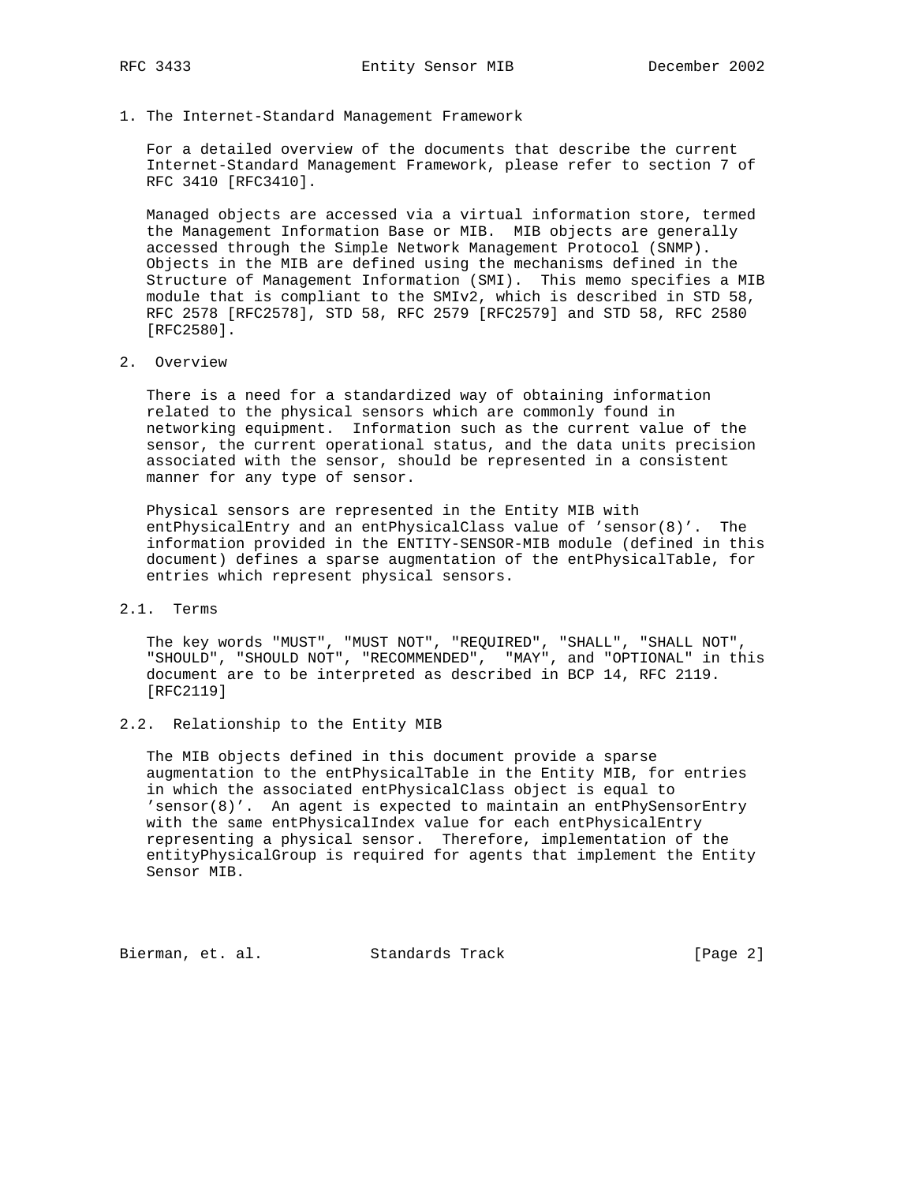## 1. The Internet-Standard Management Framework

For a detailed overview of the documents that describe the current Internet-Standard Management Framework, please refer to section 7 of RFC 3410 [RFC3410].

Managed objects are accessed via a virtual information store, termed the Management Information Base or MIB. MIB objects are generally accessed through the Simple Network Management Protocol (SNMP). Objects in the MIB are defined using the mechanisms defined in the Structure of Management Information (SMI). This memo specifies a MIB module that is compliant to the SMIv2, which is described in STD 58, RFC 2578 [RFC2578], STD 58, RFC 2579 [RFC2579] and STD 58, RFC 2580 [RFC2580].

## 2. Overview

There is a need for a standardized way of obtaining information related to the physical sensors which are commonly found in networking equipment. Information such as the current value of the sensor, the current operational status, and the data units precision associated with the sensor, should be represented in a consistent manner for any type of sensor.

Physical sensors are represented in the Entity MIB with entPhysicalEntry and an entPhysicalClass value of 'sensor(8)'. The information provided in the ENTITY-SENSOR-MIB module (defined in this document) defines a sparse augmentation of the entPhysicalTable, for entries which represent physical sensors.

### 2.1. Terms

The key words "MUST", "MUST NOT", "REQUIRED", "SHALL", "SHALL NOT", "SHOULD", "SHOULD NOT", "RECOMMENDED", "MAY", and "OPTIONAL" in this document are to be interpreted as described in BCP 14, RFC 2119. [RFC2119]

### 2.2. Relationship to the Entity MIB

The MIB objects defined in this document provide a sparse augmentation to the entPhysicalTable in the Entity MIB, for entries in which the associated entPhysicalClass object is equal to 'sensor(8)'. An agent is expected to maintain an entPhySensorEntry with the same entPhysicalIndex value for each entPhysicalEntry representing a physical sensor. Therefore, implementation of the entityPhysicalGroup is required for agents that implement the Entity Sensor MIB.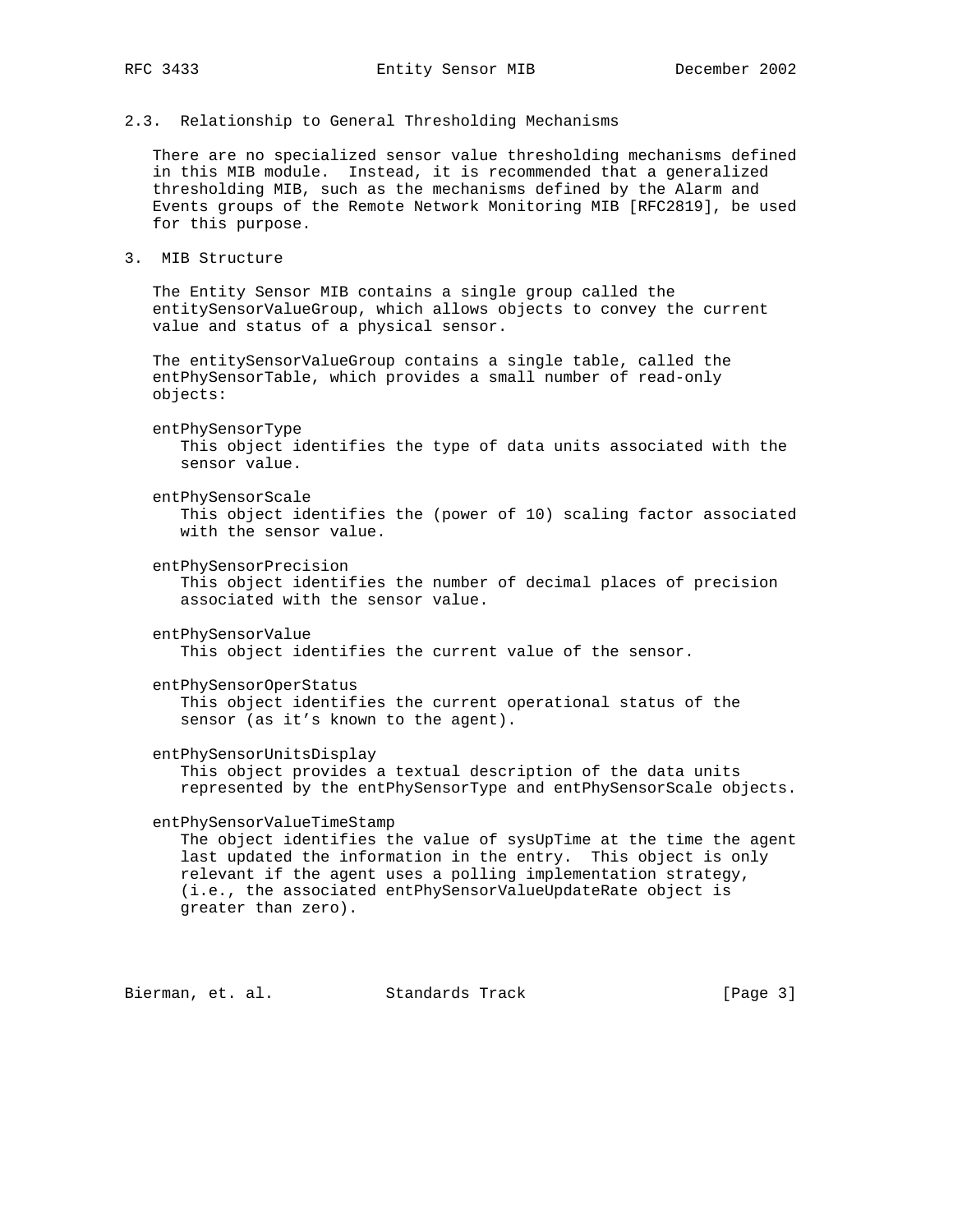## 2.3. Relationship to General Thresholding Mechanisms

There are no specialized sensor value thresholding mechanisms defined in this MIB module. Instead, it is recommended that a generalized thresholding MIB, such as the mechanisms defined by the Alarm and Events groups of the Remote Network Monitoring MIB [RFC2819], be used for this purpose.

# 3. MIB Structure

The Entity Sensor MIB contains a single group called the entitySensorValueGroup, which allows objects to convey the current value and status of a physical sensor.

The entitySensorValueGroup contains a single table, called the entPhySensorTable, which provides a small number of read-only objects:

entPhySensorType
: This object identifies the type of data units associated with the sensor value.

entPhySensorScale
: This object identifies the (power of 10) scaling factor associated with the sensor value.

entPhySensorPrecision
: This object identifies the number of decimal places of precision associated with the sensor value.

entPhySensorValue
: This object identifies the current value of the sensor.

entPhySensorOperStatus
: This object identifies the current operational status of the sensor (as it's known to the agent).

entPhySensorUnitsDisplay
: This object provides a textual description of the data units represented by the entPhySensorType and entPhySensorScale objects.

entPhySensorValueTimeStamp
: The object identifies the value of sysUpTime at the time the agent last updated the information in the entry. This object is only relevant if the agent uses a polling implementation strategy, (i.e., the associated entPhySensorValueUpdateRate object is greater than zero).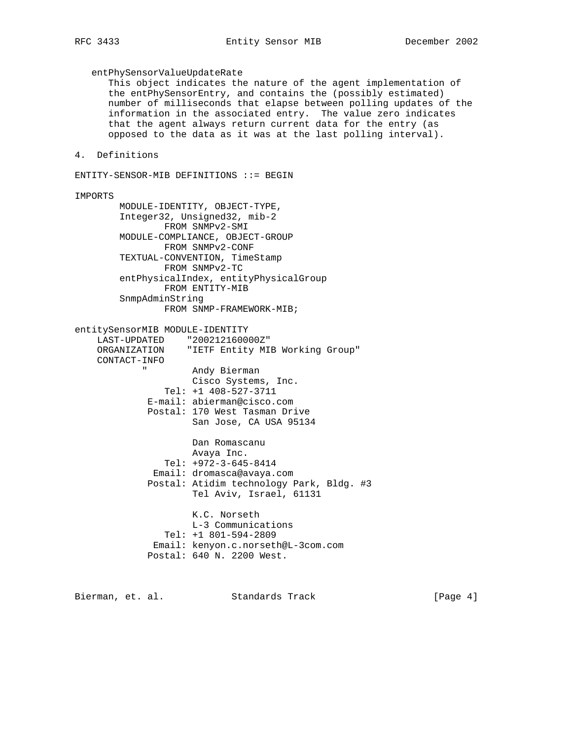entPhySensorValueUpdateRate
   This object indicates the nature of the agent implementation of
   the entPhySensorEntry, and contains the (possibly estimated)
   number of milliseconds that elapse between polling updates of the
   information in the associated entry.  The value zero indicates
   that the agent always return current data for the entry (as
   opposed to the data as it was at the last polling interval).

## 4. Definitions

```
ENTITY-SENSOR-MIB DEFINITIONS ::= BEGIN

IMPORTS
        MODULE-IDENTITY, OBJECT-TYPE,
        Integer32, Unsigned32, mib-2
                FROM SNMPv2-SMI
        MODULE-COMPLIANCE, OBJECT-GROUP
                FROM SNMPv2-CONF
        TEXTUAL-CONVENTION, TimeStamp
                FROM SNMPv2-TC
        entPhysicalIndex, entityPhysicalGroup
                FROM ENTITY-MIB
        SnmpAdminString
                FROM SNMP-FRAMEWORK-MIB;

entitySensorMIB MODULE-IDENTITY
    LAST-UPDATED    "200212160000Z"
    ORGANIZATION    "IETF Entity MIB Working Group"
    CONTACT-INFO
            "        Andy Bierman
                     Cisco Systems, Inc.
                Tel: +1 408-527-3711
             E-mail: abierman@cisco.com
             Postal: 170 West Tasman Drive
                     San Jose, CA USA 95134

                     Dan Romascanu
                     Avaya Inc.
                Tel: +972-3-645-8414
              Email: dromasca@avaya.com
             Postal: Atidim technology Park, Bldg. #3
                     Tel Aviv, Israel, 61131

                     K.C. Norseth
                     L-3 Communications
                Tel: +1 801-594-2809
              Email: kenyon.c.norseth@L-3com.com
             Postal: 640 N. 2200 West.
```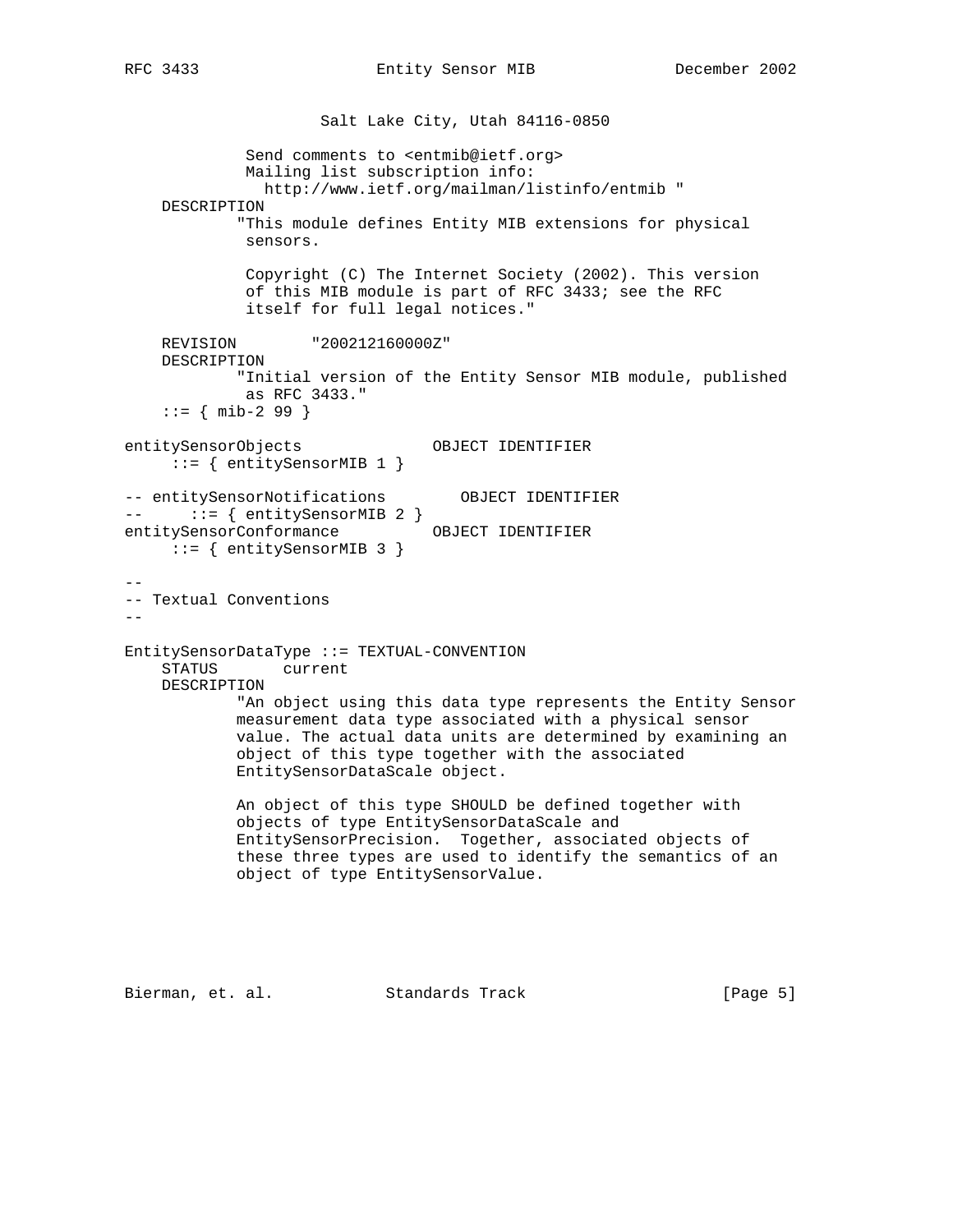```
                     Salt Lake City, Utah 84116-0850

             Send comments to <entmib@ietf.org>
             Mailing list subscription info:
               http://www.ietf.org/mailman/listinfo/entmib "
    DESCRIPTION
            "This module defines Entity MIB extensions for physical
             sensors.

             Copyright (C) The Internet Society (2002). This version
             of this MIB module is part of RFC 3433; see the RFC
             itself for full legal notices."

    REVISION        "200212160000Z"
    DESCRIPTION
            "Initial version of the Entity Sensor MIB module, published
             as RFC 3433."
    ::= { mib-2 99 }

entitySensorObjects              OBJECT IDENTIFIER
     ::= { entitySensorMIB 1 }

-- entitySensorNotifications        OBJECT IDENTIFIER
--     ::= { entitySensorMIB 2 }
entitySensorConformance          OBJECT IDENTIFIER
     ::= { entitySensorMIB 3 }

--
-- Textual Conventions
--

EntitySensorDataType ::= TEXTUAL-CONVENTION
    STATUS       current
    DESCRIPTION
            "An object using this data type represents the Entity Sensor
            measurement data type associated with a physical sensor
            value. The actual data units are determined by examining an
            object of this type together with the associated
            EntitySensorDataScale object.

            An object of this type SHOULD be defined together with
            objects of type EntitySensorDataScale and
            EntitySensorPrecision.  Together, associated objects of
            these three types are used to identify the semantics of an
            object of type EntitySensorValue.
```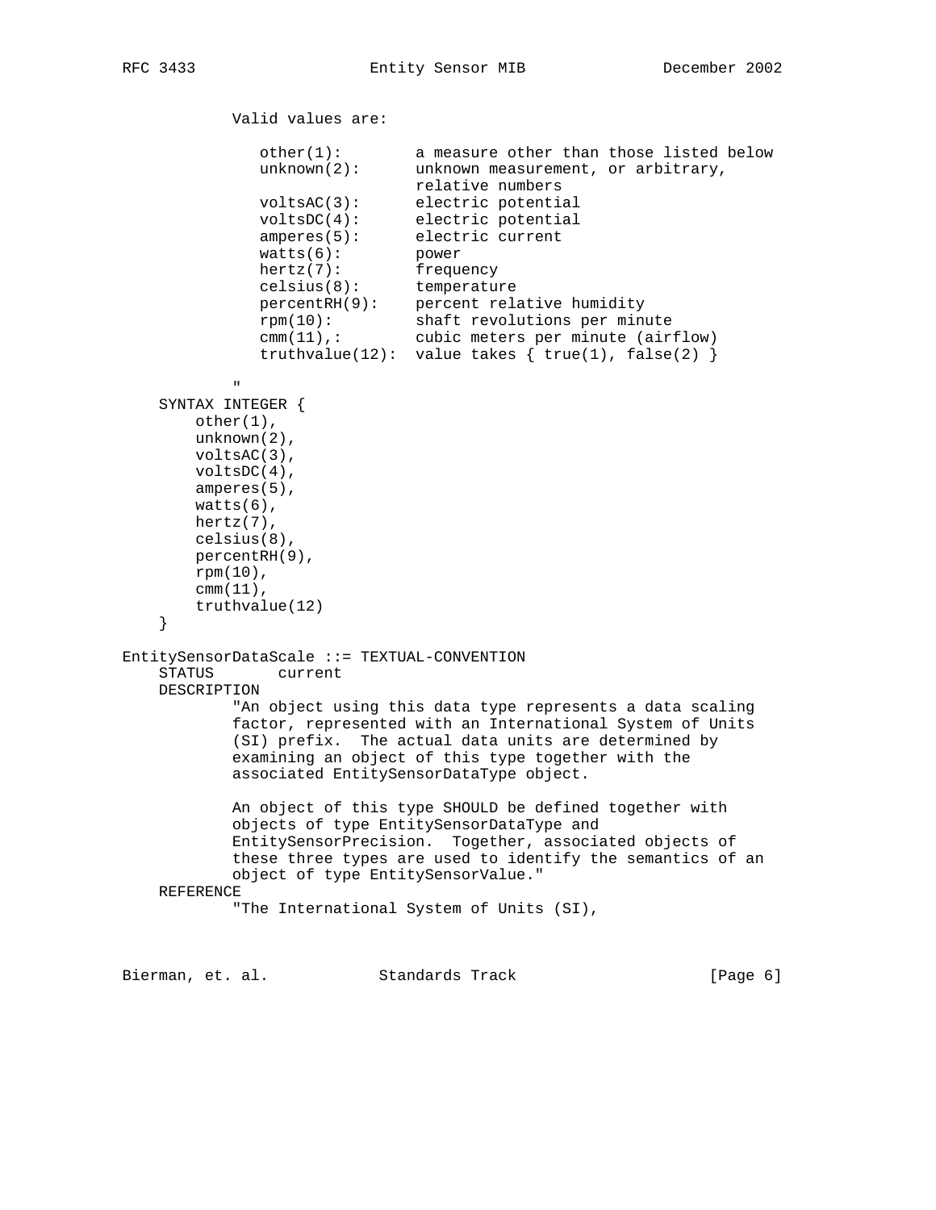```
            Valid values are:

               other(1):        a measure other than those listed below
               unknown(2):      unknown measurement, or arbitrary,
                                relative numbers
               voltsAC(3):      electric potential
               voltsDC(4):      electric potential
               amperes(5):      electric current
               watts(6):        power
               hertz(7):        frequency
               celsius(8):      temperature
               percentRH(9):    percent relative humidity
               rpm(10):         shaft revolutions per minute
               cmm(11),:        cubic meters per minute (airflow)
               truthvalue(12):  value takes { true(1), false(2) }

            "
    SYNTAX INTEGER {
        other(1),
        unknown(2),
        voltsAC(3),
        voltsDC(4),
        amperes(5),
        watts(6),
        hertz(7),
        celsius(8),
        percentRH(9),
        rpm(10),
        cmm(11),
        truthvalue(12)
    }

EntitySensorDataScale ::= TEXTUAL-CONVENTION
    STATUS       current
    DESCRIPTION
            "An object using this data type represents a data scaling
            factor, represented with an International System of Units
            (SI) prefix.  The actual data units are determined by
            examining an object of this type together with the
            associated EntitySensorDataType object.

            An object of this type SHOULD be defined together with
            objects of type EntitySensorDataType and
            EntitySensorPrecision.  Together, associated objects of
            these three types are used to identify the semantics of an
            object of type EntitySensorValue."
    REFERENCE
            "The International System of Units (SI),
```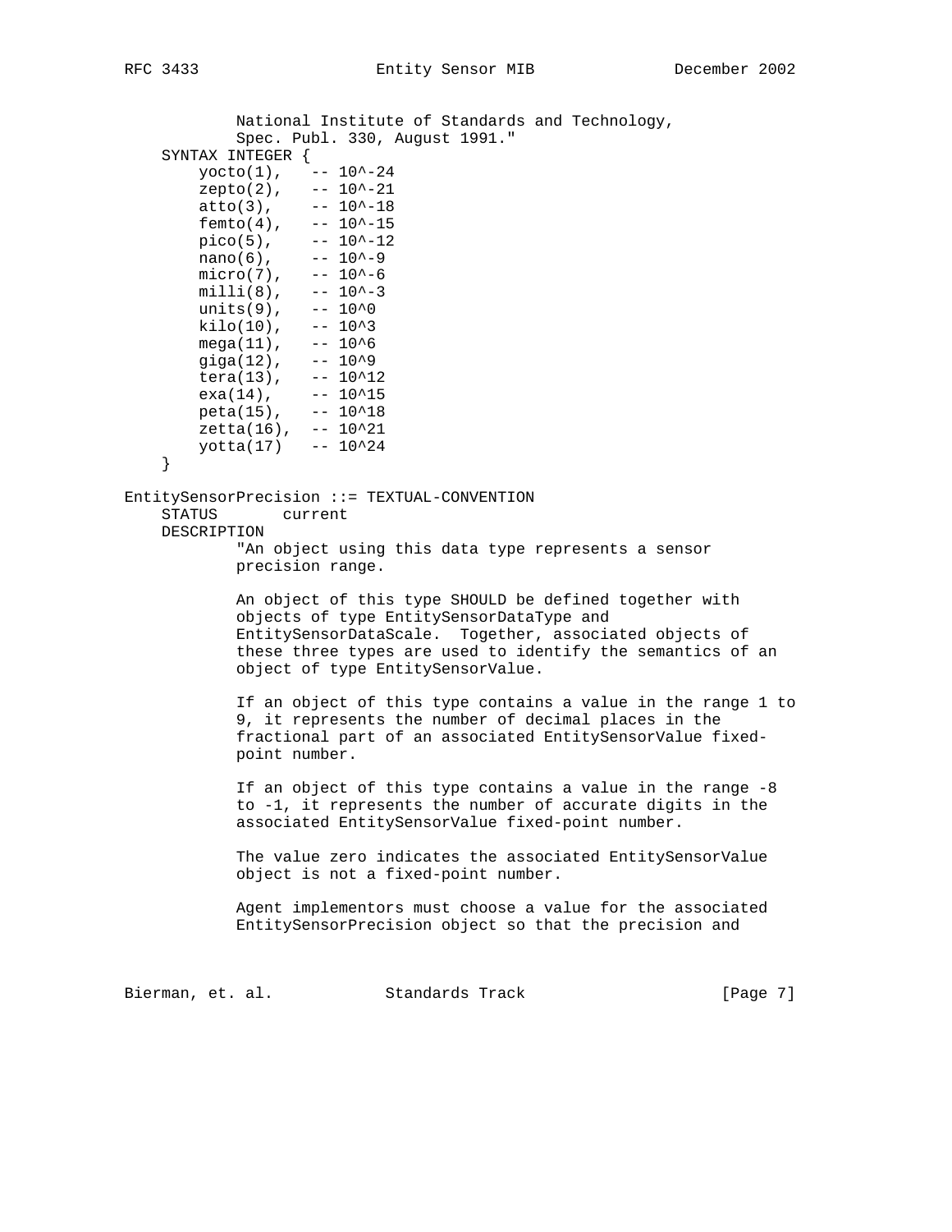```
            National Institute of Standards and Technology,
            Spec. Publ. 330, August 1991."
    SYNTAX INTEGER {
        yocto(1),   -- 10^-24
        zepto(2),   -- 10^-21
        atto(3),    -- 10^-18
        femto(4),   -- 10^-15
        pico(5),    -- 10^-12
        nano(6),    -- 10^-9
        micro(7),   -- 10^-6
        milli(8),   -- 10^-3
        units(9),   -- 10^0
        kilo(10),   -- 10^3
        mega(11),   -- 10^6
        giga(12),   -- 10^9
        tera(13),   -- 10^12
        exa(14),    -- 10^15
        peta(15),   -- 10^18
        zetta(16),  -- 10^21
        yotta(17)   -- 10^24
    }

EntitySensorPrecision ::= TEXTUAL-CONVENTION
    STATUS       current
    DESCRIPTION
            "An object using this data type represents a sensor
            precision range.

            An object of this type SHOULD be defined together with
            objects of type EntitySensorDataType and
            EntitySensorDataScale.  Together, associated objects of
            these three types are used to identify the semantics of an
            object of type EntitySensorValue.

            If an object of this type contains a value in the range 1 to
            9, it represents the number of decimal places in the
            fractional part of an associated EntitySensorValue fixed-
            point number.

            If an object of this type contains a value in the range -8
            to -1, it represents the number of accurate digits in the
            associated EntitySensorValue fixed-point number.

            The value zero indicates the associated EntitySensorValue
            object is not a fixed-point number.

            Agent implementors must choose a value for the associated
            EntitySensorPrecision object so that the precision and
```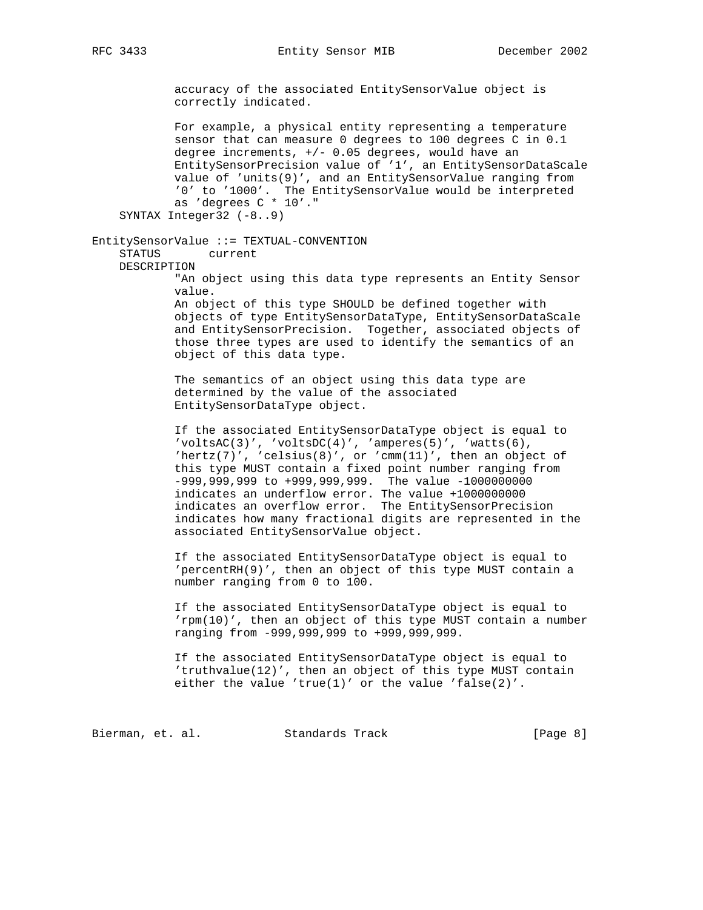```
            accuracy of the associated EntitySensorValue object is
            correctly indicated.

            For example, a physical entity representing a temperature
            sensor that can measure 0 degrees to 100 degrees C in 0.1
            degree increments, +/- 0.05 degrees, would have an
            EntitySensorPrecision value of '1', an EntitySensorDataScale
            value of 'units(9)', and an EntitySensorValue ranging from
            '0' to '1000'.  The EntitySensorValue would be interpreted
            as 'degrees C * 10'."
    SYNTAX Integer32 (-8..9)

EntitySensorValue ::= TEXTUAL-CONVENTION
    STATUS       current
    DESCRIPTION
            "An object using this data type represents an Entity Sensor
            value.
            An object of this type SHOULD be defined together with
            objects of type EntitySensorDataType, EntitySensorDataScale
            and EntitySensorPrecision.  Together, associated objects of
            those three types are used to identify the semantics of an
            object of this data type.

            The semantics of an object using this data type are
            determined by the value of the associated
            EntitySensorDataType object.

            If the associated EntitySensorDataType object is equal to
            'voltsAC(3)', 'voltsDC(4)', 'amperes(5)', 'watts(6),
            'hertz(7)', 'celsius(8)', or 'cmm(11)', then an object of
            this type MUST contain a fixed point number ranging from
            -999,999,999 to +999,999,999.  The value -1000000000
            indicates an underflow error. The value +1000000000
            indicates an overflow error.  The EntitySensorPrecision
            indicates how many fractional digits are represented in the
            associated EntitySensorValue object.

            If the associated EntitySensorDataType object is equal to
            'percentRH(9)', then an object of this type MUST contain a
            number ranging from 0 to 100.

            If the associated EntitySensorDataType object is equal to
            'rpm(10)', then an object of this type MUST contain a number
            ranging from -999,999,999 to +999,999,999.

            If the associated EntitySensorDataType object is equal to
            'truthvalue(12)', then an object of this type MUST contain
            either the value 'true(1)' or the value 'false(2)'.
```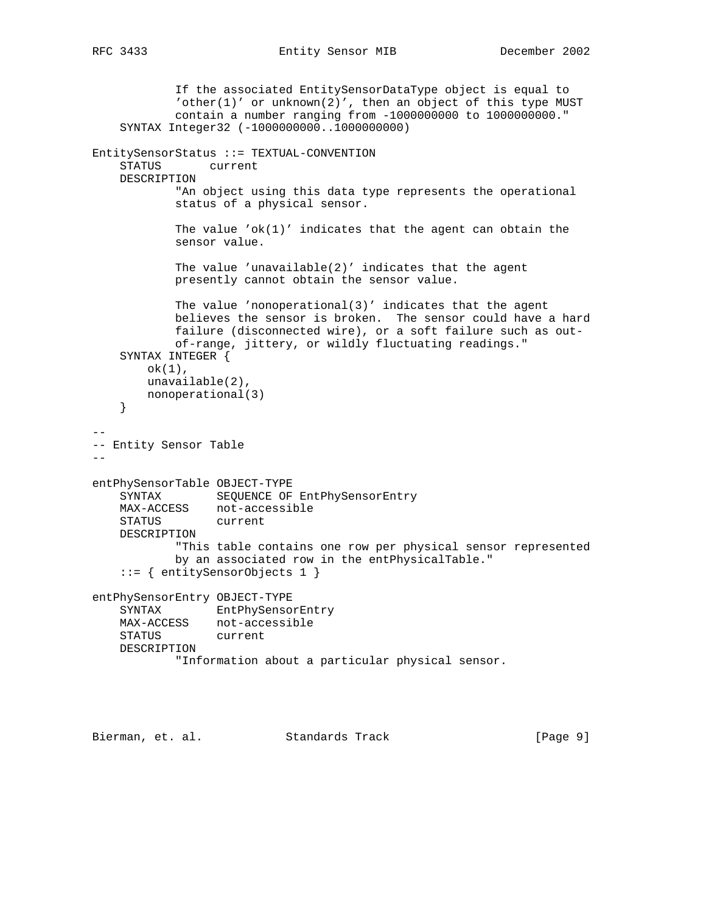```
            If the associated EntitySensorDataType object is equal to
            'other(1)' or unknown(2)', then an object of this type MUST
            contain a number ranging from -1000000000 to 1000000000."
    SYNTAX Integer32 (-1000000000..1000000000)

EntitySensorStatus ::= TEXTUAL-CONVENTION
    STATUS       current
    DESCRIPTION
            "An object using this data type represents the operational
            status of a physical sensor.

            The value 'ok(1)' indicates that the agent can obtain the
            sensor value.

            The value 'unavailable(2)' indicates that the agent
            presently cannot obtain the sensor value.

            The value 'nonoperational(3)' indicates that the agent
            believes the sensor is broken.  The sensor could have a hard
            failure (disconnected wire), or a soft failure such as out-
            of-range, jittery, or wildly fluctuating readings."
    SYNTAX INTEGER {
        ok(1),
        unavailable(2),
        nonoperational(3)
    }

--
-- Entity Sensor Table
--

entPhySensorTable OBJECT-TYPE
    SYNTAX        SEQUENCE OF EntPhySensorEntry
    MAX-ACCESS    not-accessible
    STATUS        current
    DESCRIPTION
            "This table contains one row per physical sensor represented
            by an associated row in the entPhysicalTable."
    ::= { entitySensorObjects 1 }

entPhySensorEntry OBJECT-TYPE
    SYNTAX        EntPhySensorEntry
    MAX-ACCESS    not-accessible
    STATUS        current
    DESCRIPTION
            "Information about a particular physical sensor.
```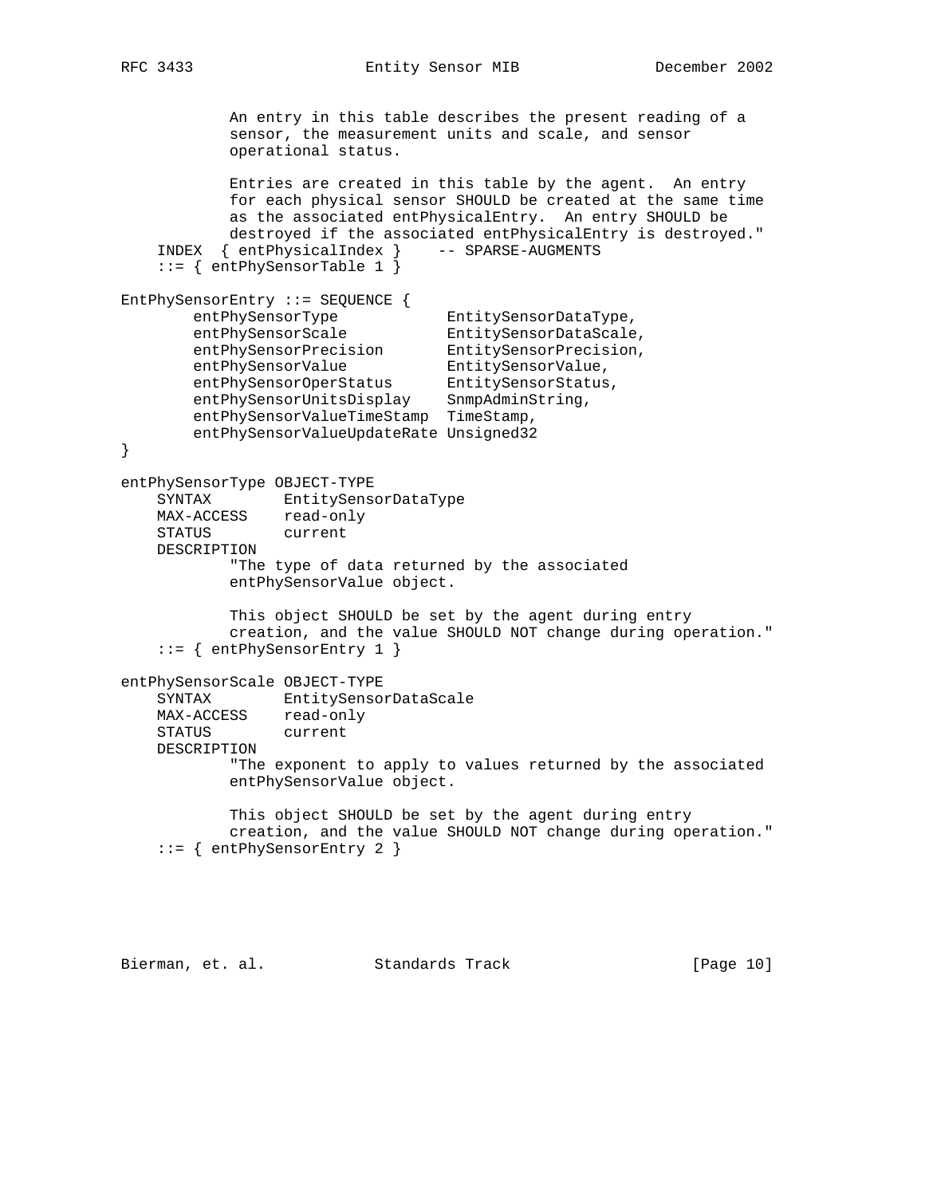```
            An entry in this table describes the present reading of a
            sensor, the measurement units and scale, and sensor
            operational status.

            Entries are created in this table by the agent.  An entry
            for each physical sensor SHOULD be created at the same time
            as the associated entPhysicalEntry.  An entry SHOULD be
            destroyed if the associated entPhysicalEntry is destroyed."
    INDEX  { entPhysicalIndex }    -- SPARSE-AUGMENTS
    ::= { entPhySensorTable 1 }

EntPhySensorEntry ::= SEQUENCE {
        entPhySensorType            EntitySensorDataType,
        entPhySensorScale           EntitySensorDataScale,
        entPhySensorPrecision       EntitySensorPrecision,
        entPhySensorValue           EntitySensorValue,
        entPhySensorOperStatus      EntitySensorStatus,
        entPhySensorUnitsDisplay    SnmpAdminString,
        entPhySensorValueTimeStamp  TimeStamp,
        entPhySensorValueUpdateRate Unsigned32
}

entPhySensorType OBJECT-TYPE
    SYNTAX        EntitySensorDataType
    MAX-ACCESS    read-only
    STATUS        current
    DESCRIPTION
            "The type of data returned by the associated
            entPhySensorValue object.

            This object SHOULD be set by the agent during entry
            creation, and the value SHOULD NOT change during operation."
    ::= { entPhySensorEntry 1 }

entPhySensorScale OBJECT-TYPE
    SYNTAX        EntitySensorDataScale
    MAX-ACCESS    read-only
    STATUS        current
    DESCRIPTION
            "The exponent to apply to values returned by the associated
            entPhySensorValue object.

            This object SHOULD be set by the agent during entry
            creation, and the value SHOULD NOT change during operation."
    ::= { entPhySensorEntry 2 }
```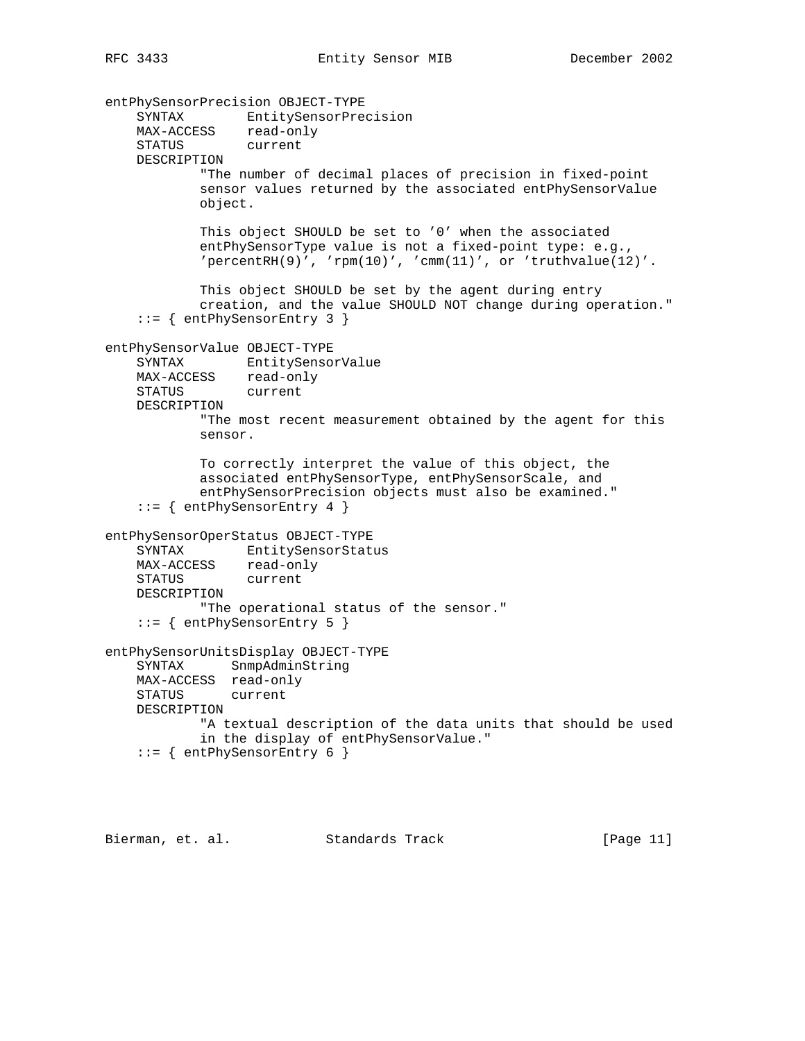```
entPhySensorPrecision OBJECT-TYPE
    SYNTAX        EntitySensorPrecision
    MAX-ACCESS    read-only
    STATUS        current
    DESCRIPTION
            "The number of decimal places of precision in fixed-point
            sensor values returned by the associated entPhySensorValue
            object.

            This object SHOULD be set to '0' when the associated
            entPhySensorType value is not a fixed-point type: e.g.,
            'percentRH(9)', 'rpm(10)', 'cmm(11)', or 'truthvalue(12)'.

            This object SHOULD be set by the agent during entry
            creation, and the value SHOULD NOT change during operation."
    ::= { entPhySensorEntry 3 }

entPhySensorValue OBJECT-TYPE
    SYNTAX        EntitySensorValue
    MAX-ACCESS    read-only
    STATUS        current
    DESCRIPTION
            "The most recent measurement obtained by the agent for this
            sensor.

            To correctly interpret the value of this object, the
            associated entPhySensorType, entPhySensorScale, and
            entPhySensorPrecision objects must also be examined."
    ::= { entPhySensorEntry 4 }

entPhySensorOperStatus OBJECT-TYPE
    SYNTAX        EntitySensorStatus
    MAX-ACCESS    read-only
    STATUS        current
    DESCRIPTION
            "The operational status of the sensor."
    ::= { entPhySensorEntry 5 }

entPhySensorUnitsDisplay OBJECT-TYPE
    SYNTAX      SnmpAdminString
    MAX-ACCESS  read-only
    STATUS      current
    DESCRIPTION
            "A textual description of the data units that should be used
            in the display of entPhySensorValue."
    ::= { entPhySensorEntry 6 }
```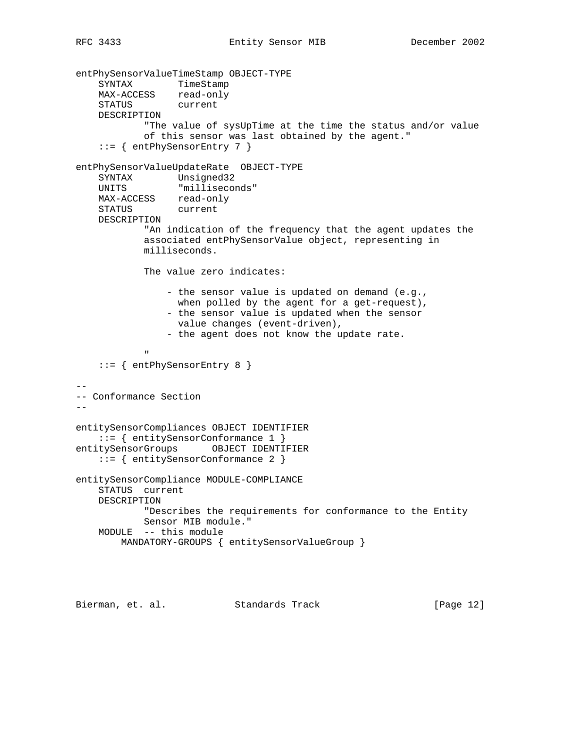```
entPhySensorValueTimeStamp OBJECT-TYPE
    SYNTAX        TimeStamp
    MAX-ACCESS    read-only
    STATUS        current
    DESCRIPTION
            "The value of sysUpTime at the time the status and/or value
            of this sensor was last obtained by the agent."
    ::= { entPhySensorEntry 7 }

entPhySensorValueUpdateRate  OBJECT-TYPE
    SYNTAX        Unsigned32
    UNITS         "milliseconds"
    MAX-ACCESS    read-only
    STATUS        current
    DESCRIPTION
            "An indication of the frequency that the agent updates the
            associated entPhySensorValue object, representing in
            milliseconds.

            The value zero indicates:

                - the sensor value is updated on demand (e.g.,
                  when polled by the agent for a get-request),
                - the sensor value is updated when the sensor
                  value changes (event-driven),
                - the agent does not know the update rate.

            "
    ::= { entPhySensorEntry 8 }

--
-- Conformance Section
--

entitySensorCompliances OBJECT IDENTIFIER
    ::= { entitySensorConformance 1 }
entitySensorGroups      OBJECT IDENTIFIER
    ::= { entitySensorConformance 2 }

entitySensorCompliance MODULE-COMPLIANCE
    STATUS  current
    DESCRIPTION
            "Describes the requirements for conformance to the Entity
            Sensor MIB module."
    MODULE  -- this module
        MANDATORY-GROUPS { entitySensorValueGroup }
```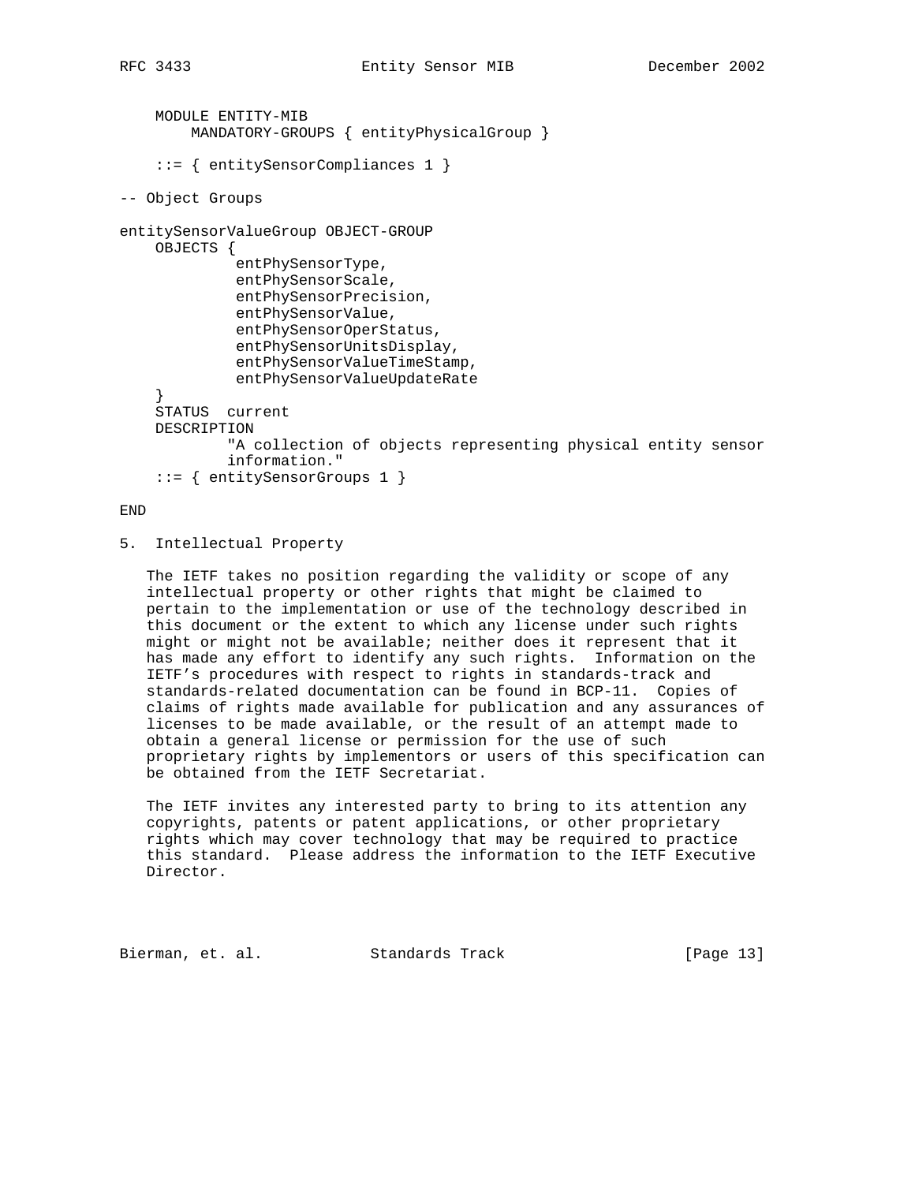```
    MODULE ENTITY-MIB
        MANDATORY-GROUPS { entityPhysicalGroup }

    ::= { entitySensorCompliances 1 }

-- Object Groups

entitySensorValueGroup OBJECT-GROUP
    OBJECTS {
             entPhySensorType,
             entPhySensorScale,
             entPhySensorPrecision,
             entPhySensorValue,
             entPhySensorOperStatus,
             entPhySensorUnitsDisplay,
             entPhySensorValueTimeStamp,
             entPhySensorValueUpdateRate
    }
    STATUS  current
    DESCRIPTION
            "A collection of objects representing physical entity sensor
            information."
    ::= { entitySensorGroups 1 }

END
```

## 5. Intellectual Property

The IETF takes no position regarding the validity or scope of any intellectual property or other rights that might be claimed to pertain to the implementation or use of the technology described in this document or the extent to which any license under such rights might or might not be available; neither does it represent that it has made any effort to identify any such rights. Information on the IETF's procedures with respect to rights in standards-track and standards-related documentation can be found in BCP-11. Copies of claims of rights made available for publication and any assurances of licenses to be made available, or the result of an attempt made to obtain a general license or permission for the use of such proprietary rights by implementors or users of this specification can be obtained from the IETF Secretariat.

The IETF invites any interested party to bring to its attention any copyrights, patents or patent applications, or other proprietary rights which may cover technology that may be required to practice this standard. Please address the information to the IETF Executive Director.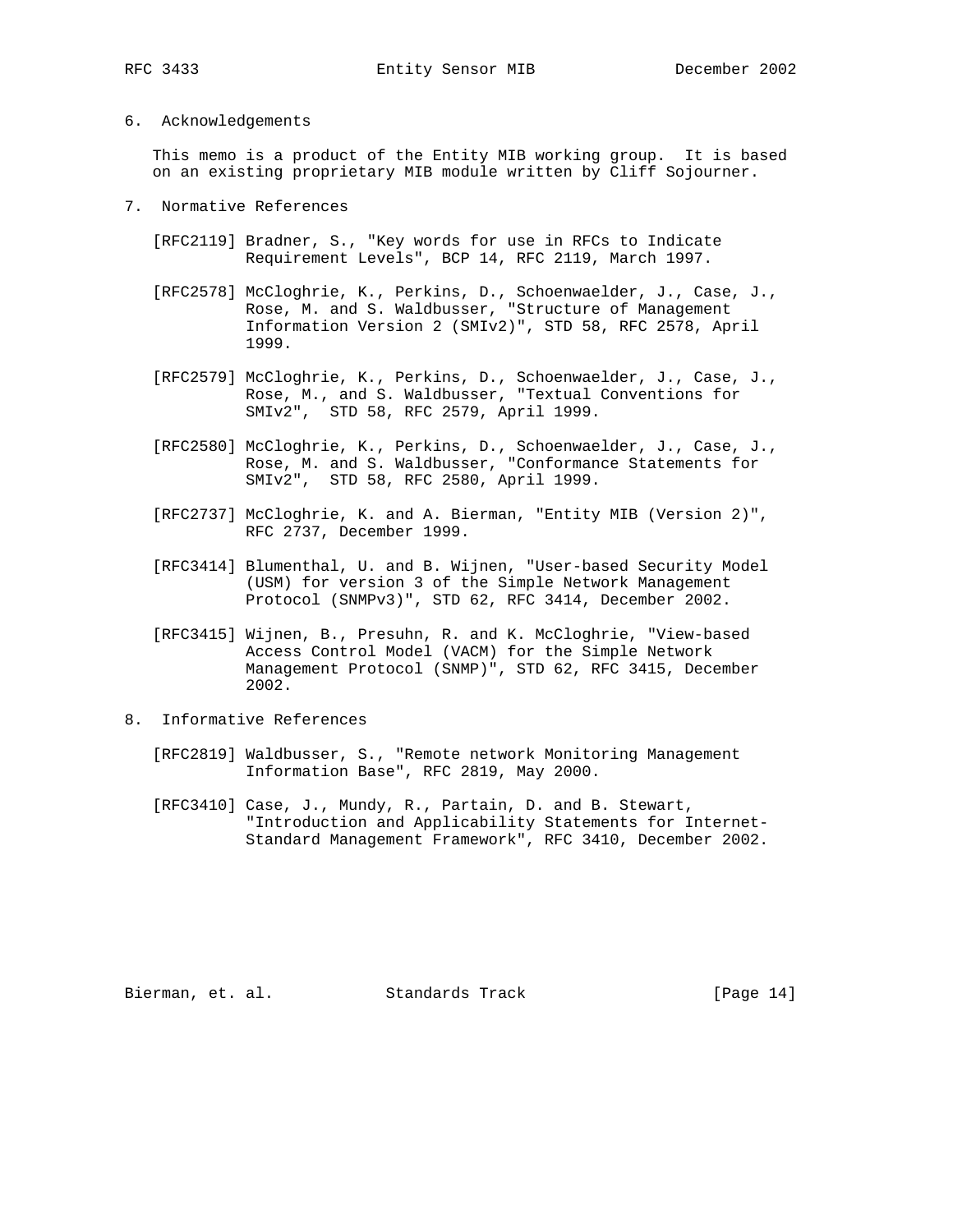## 6. Acknowledgements

This memo is a product of the Entity MIB working group. It is based on an existing proprietary MIB module written by Cliff Sojourner.

## 7. Normative References

[RFC2119] Bradner, S., "Key words for use in RFCs to Indicate Requirement Levels", BCP 14, RFC 2119, March 1997.

[RFC2578] McCloghrie, K., Perkins, D., Schoenwaelder, J., Case, J., Rose, M. and S. Waldbusser, "Structure of Management Information Version 2 (SMIv2)", STD 58, RFC 2578, April 1999.

[RFC2579] McCloghrie, K., Perkins, D., Schoenwaelder, J., Case, J., Rose, M., and S. Waldbusser, "Textual Conventions for SMIv2", STD 58, RFC 2579, April 1999.

[RFC2580] McCloghrie, K., Perkins, D., Schoenwaelder, J., Case, J., Rose, M. and S. Waldbusser, "Conformance Statements for SMIv2", STD 58, RFC 2580, April 1999.

[RFC2737] McCloghrie, K. and A. Bierman, "Entity MIB (Version 2)", RFC 2737, December 1999.

[RFC3414] Blumenthal, U. and B. Wijnen, "User-based Security Model (USM) for version 3 of the Simple Network Management Protocol (SNMPv3)", STD 62, RFC 3414, December 2002.

[RFC3415] Wijnen, B., Presuhn, R. and K. McCloghrie, "View-based Access Control Model (VACM) for the Simple Network Management Protocol (SNMP)", STD 62, RFC 3415, December 2002.

## 8. Informative References

[RFC2819] Waldbusser, S., "Remote network Monitoring Management Information Base", RFC 2819, May 2000.

[RFC3410] Case, J., Mundy, R., Partain, D. and B. Stewart, "Introduction and Applicability Statements for Internet-Standard Management Framework", RFC 3410, December 2002.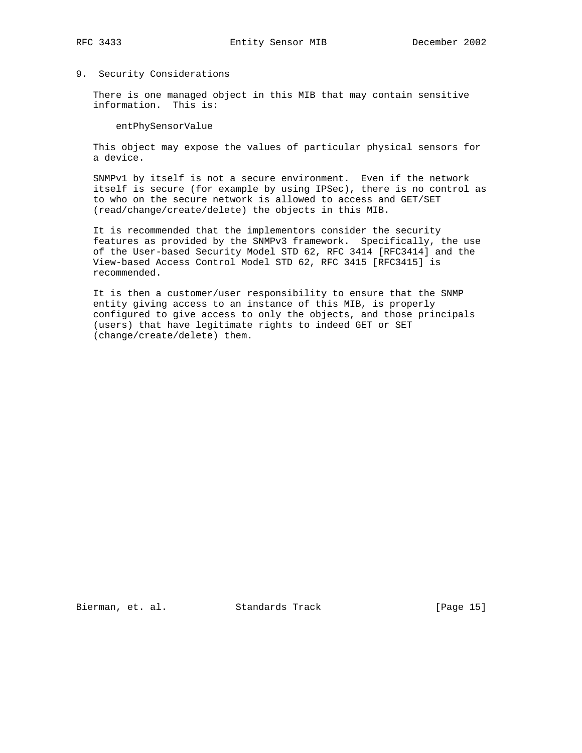## 9. Security Considerations

There is one managed object in this MIB that may contain sensitive information. This is:

entPhySensorValue

This object may expose the values of particular physical sensors for a device.

SNMPv1 by itself is not a secure environment. Even if the network itself is secure (for example by using IPSec), there is no control as to who on the secure network is allowed to access and GET/SET (read/change/create/delete) the objects in this MIB.

It is recommended that the implementors consider the security features as provided by the SNMPv3 framework. Specifically, the use of the User-based Security Model STD 62, RFC 3414 [RFC3414] and the View-based Access Control Model STD 62, RFC 3415 [RFC3415] is recommended.

It is then a customer/user responsibility to ensure that the SNMP entity giving access to an instance of this MIB, is properly configured to give access to only the objects, and those principals (users) that have legitimate rights to indeed GET or SET (change/create/delete) them.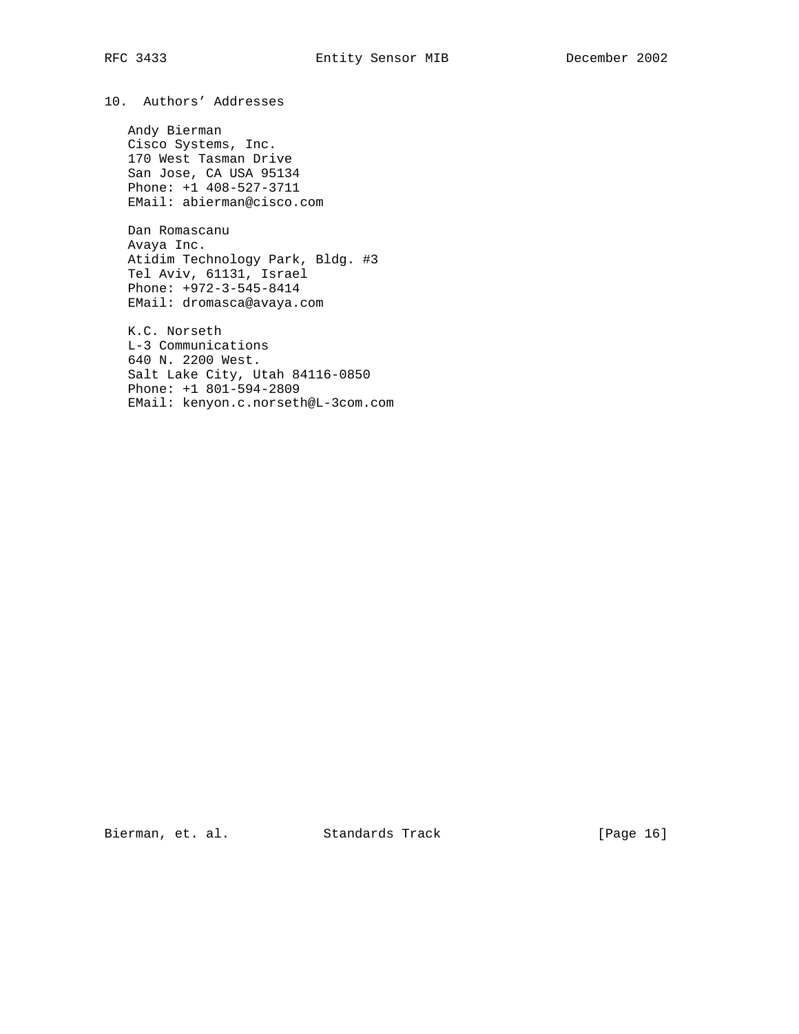## 10. Authors' Addresses

Andy Bierman
Cisco Systems, Inc.
170 West Tasman Drive
San Jose, CA USA 95134
Phone: +1 408-527-3711
EMail: abierman@cisco.com

Dan Romascanu
Avaya Inc.
Atidim Technology Park, Bldg. #3
Tel Aviv, 61131, Israel
Phone: +972-3-545-8414
EMail: dromasca@avaya.com

K.C. Norseth
L-3 Communications
640 N. 2200 West.
Salt Lake City, Utah 84116-0850
Phone: +1 801-594-2809
EMail: kenyon.c.norseth@L-3com.com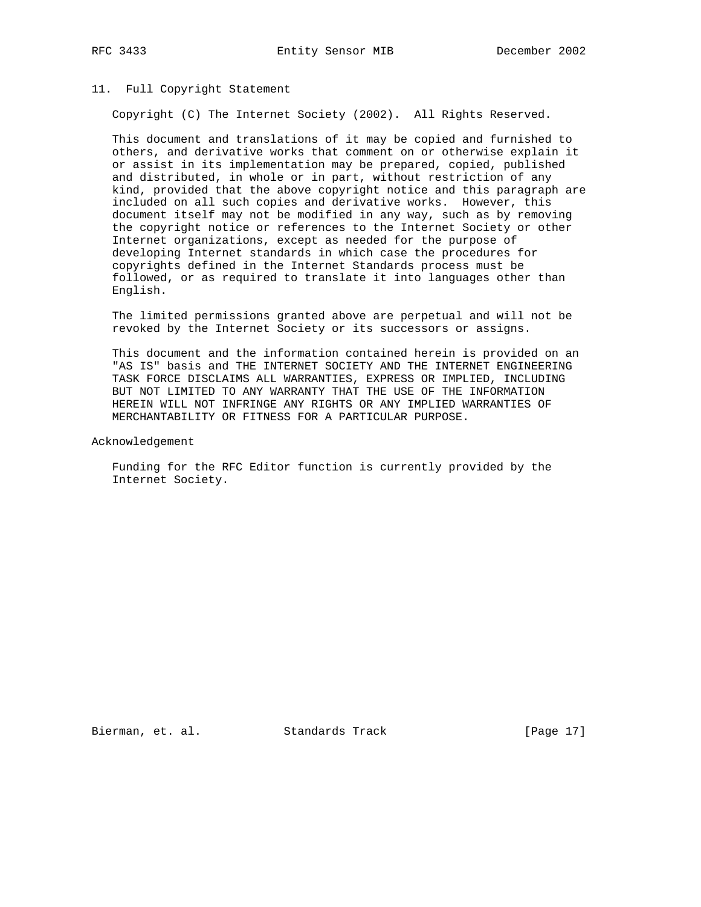## 11. Full Copyright Statement

Copyright (C) The Internet Society (2002). All Rights Reserved.

This document and translations of it may be copied and furnished to others, and derivative works that comment on or otherwise explain it or assist in its implementation may be prepared, copied, published and distributed, in whole or in part, without restriction of any kind, provided that the above copyright notice and this paragraph are included on all such copies and derivative works. However, this document itself may not be modified in any way, such as by removing the copyright notice or references to the Internet Society or other Internet organizations, except as needed for the purpose of developing Internet standards in which case the procedures for copyrights defined in the Internet Standards process must be followed, or as required to translate it into languages other than English.

The limited permissions granted above are perpetual and will not be revoked by the Internet Society or its successors or assigns.

This document and the information contained herein is provided on an "AS IS" basis and THE INTERNET SOCIETY AND THE INTERNET ENGINEERING TASK FORCE DISCLAIMS ALL WARRANTIES, EXPRESS OR IMPLIED, INCLUDING BUT NOT LIMITED TO ANY WARRANTY THAT THE USE OF THE INFORMATION HEREIN WILL NOT INFRINGE ANY RIGHTS OR ANY IMPLIED WARRANTIES OF MERCHANTABILITY OR FITNESS FOR A PARTICULAR PURPOSE.

## Acknowledgement

Funding for the RFC Editor function is currently provided by the Internet Society.